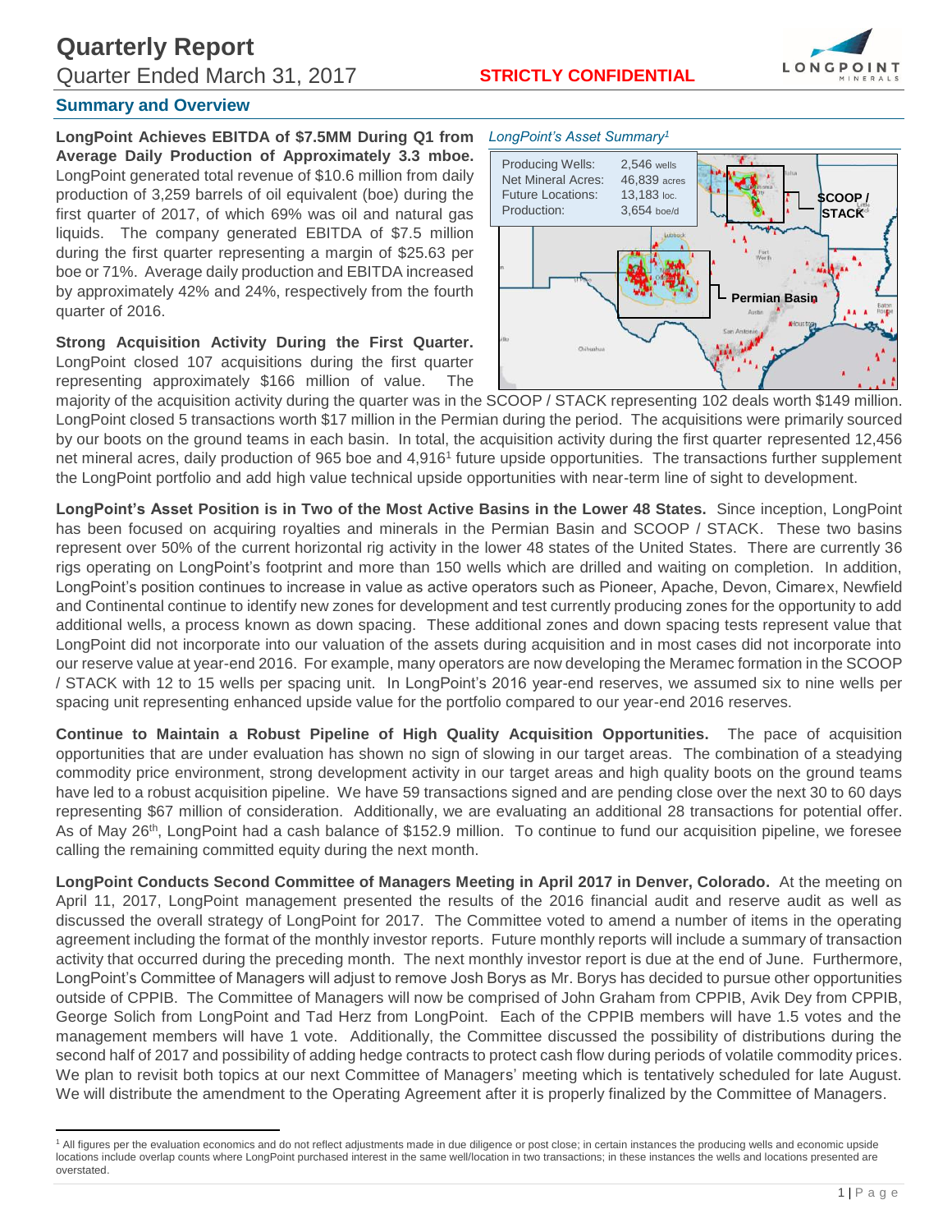# Quarterly Report

Quarter Ended March 31, 2017 **STRICTLY CONFIDENTIAL**

## Summary and Overview

**LongPoint Achieves EBITDA of $7.5MM During Q1 from Average Daily Production of Approximately 3.3 mboe.** LongPoint generated total revenue of $10.6 million from daily production of 3,259 barrels of oil equivalent (boe) during the first quarter of 2017, of which 69% was oil and natural gas liquids. The company generated EBITDA of $7.5 million during the first quarter representing a margin of $25.63 per boe or 71%. Average daily production and EBITDA increased by approximately 42% and 24%, respectively from the fourth quarter of 2016.

*LongPoint's Asset Summary*[1]

| | |
|---|---|
| Producing Wells: | 2,546 wells |
| Net Mineral Acres: | 46,839 acres |
| Future Locations: | 13,183 loc. |
| Production: | 3,654 boe/d |

SCOOP / STACK

Permian Basin

**Strong Acquisition Activity During the First Quarter.** LongPoint closed 107 acquisitions during the first quarter representing approximately $166 million of value. The majority of the acquisition activity during the quarter was in the SCOOP / STACK representing 102 deals worth $149 million. LongPoint closed 5 transactions worth $17 million in the Permian during the period. The acquisitions were primarily sourced by our boots on the ground teams in each basin. In total, the acquisition activity during the first quarter represented 12,456 net mineral acres, daily production of 965 boe and 4,916[1] future upside opportunities. The transactions further supplement the LongPoint portfolio and add high value technical upside opportunities with near-term line of sight to development.

**LongPoint's Asset Position is in Two of the Most Active Basins in the Lower 48 States.** Since inception, LongPoint has been focused on acquiring royalties and minerals in the Permian Basin and SCOOP / STACK. These two basins represent over 50% of the current horizontal rig activity in the lower 48 states of the United States. There are currently 36 rigs operating on LongPoint's footprint and more than 150 wells which are drilled and waiting on completion. In addition, LongPoint's position continues to increase in value as active operators such as Pioneer, Apache, Devon, Cimarex, Newfield and Continental continue to identify new zones for development and test currently producing zones for the opportunity to add additional wells, a process known as down spacing. These additional zones and down spacing tests represent value that LongPoint did not incorporate into our valuation of the assets during acquisition and in most cases did not incorporate into our reserve value at year-end 2016. For example, many operators are now developing the Meramec formation in the SCOOP / STACK with 12 to 15 wells per spacing unit. In LongPoint's 2016 year-end reserves, we assumed six to nine wells per spacing unit representing enhanced upside value for the portfolio compared to our year-end 2016 reserves.

**Continue to Maintain a Robust Pipeline of High Quality Acquisition Opportunities.** The pace of acquisition opportunities that are under evaluation has shown no sign of slowing in our target areas. The combination of a steadying commodity price environment, strong development activity in our target areas and high quality boots on the ground teams have led to a robust acquisition pipeline. We have 59 transactions signed and are pending close over the next 30 to 60 days representing $67 million of consideration. Additionally, we are evaluating an additional 28 transactions for potential offer. As of May 26th, LongPoint had a cash balance of $152.9 million. To continue to fund our acquisition pipeline, we foresee calling the remaining committed equity during the next month.

**LongPoint Conducts Second Committee of Managers Meeting in April 2017 in Denver, Colorado.** At the meeting on April 11, 2017, LongPoint management presented the results of the 2016 financial audit and reserve audit as well as discussed the overall strategy of LongPoint for 2017. The Committee voted to amend a number of items in the operating agreement including the format of the monthly investor reports. Future monthly reports will include a summary of transaction activity that occurred during the preceding month. The next monthly investor report is due at the end of June. Furthermore, LongPoint's Committee of Managers will adjust to remove Josh Borys as Mr. Borys has decided to pursue other opportunities outside of CPPIB. The Committee of Managers will now be comprised of John Graham from CPPIB, Avik Dey from CPPIB, George Solich from LongPoint and Tad Herz from LongPoint. Each of the CPPIB members will have 1.5 votes and the management members will have 1 vote. Additionally, the Committee discussed the possibility of distributions during the second half of 2017 and possibility of adding hedge contracts to protect cash flow during periods of volatile commodity prices. We plan to revisit both topics at our next Committee of Managers' meeting which is tentatively scheduled for late August. We will distribute the amendment to the Operating Agreement after it is properly finalized by the Committee of Managers.

---

[1] All figures per the evaluation economics and do not reflect adjustments made in due diligence or post close; in certain instances the producing wells and economic upside locations include overlap counts where LongPoint purchased interest in the same well/location in two transactions; in these instances the wells and locations presented are overstated.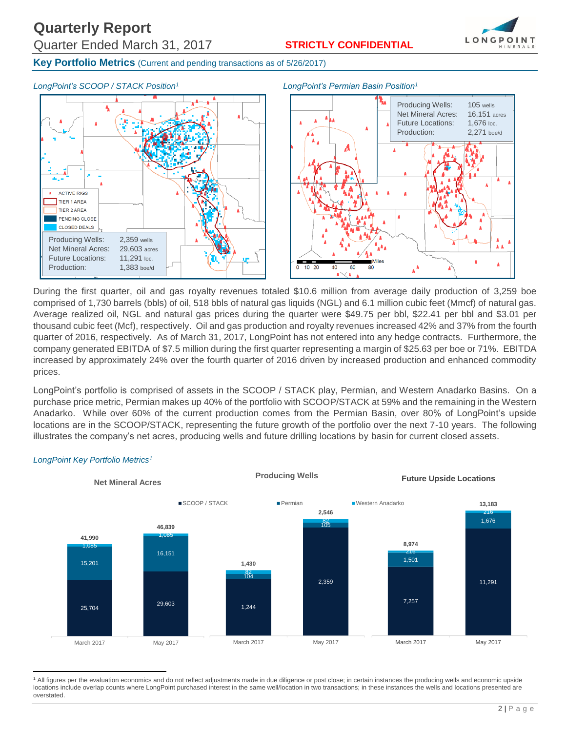# Quarterly Report

Quarter Ended March 31, 2017 **STRICTLY CONFIDENTIAL**

## Key Portfolio Metrics (Current and pending transactions as of 5/26/2017)

*LongPoint's SCOOP / STACK Position[1]*

| | |
|---|---|
| Producing Wells: | 2,359 wells |
| Net Mineral Acres: | 29,603 acres |
| Future Locations: | 11,291 loc. |
| Production: | 1,383 boe/d |

*LongPoint's Permian Basin Position[1]*

| | |
|---|---|
| Producing Wells: | 105 wells |
| Net Mineral Acres: | 16,151 acres |
| Future Locations: | 1,676 loc. |
| Production: | 2,271 boe/d |

During the first quarter, oil and gas royalty revenues totaled $10.6 million from average daily production of 3,259 boe comprised of 1,730 barrels (bbls) of oil, 518 bbls of natural gas liquids (NGL) and 6.1 million cubic feet (Mmcf) of natural gas. Average realized oil, NGL and natural gas prices during the quarter were $49.75 per bbl, $22.41 per bbl and $3.01 per thousand cubic feet (Mcf), respectively. Oil and gas production and royalty revenues increased 42% and 37% from the fourth quarter of 2016, respectively. As of March 31, 2017, LongPoint has not entered into any hedge contracts. Furthermore, the company generated EBITDA of $7.5 million during the first quarter representing a margin of $25.63 per boe or 71%. EBITDA increased by approximately 24% over the fourth quarter of 2016 driven by increased production and enhanced commodity prices.

LongPoint's portfolio is comprised of assets in the SCOOP / STACK play, Permian, and Western Anadarko Basins. On a purchase price metric, Permian makes up 40% of the portfolio with SCOOP/STACK at 59% and the remaining in the Western Anadarko. While over 60% of the current production comes from the Permian Basin, over 80% of LongPoint's upside locations are in the SCOOP/STACK, representing the future growth of the portfolio over the next 7-10 years. The following illustrates the company's net acres, producing wells and future drilling locations by basin for current closed assets.

*LongPoint Key Portfolio Metrics[1]*

| Metric | Period | SCOOP / STACK | Permian | Western Anadarko | Total |
|---|---|---|---|---|---|
| Net Mineral Acres | March 2017 | 25,704 | 15,201 | 1,085 | 41,990 |
| Net Mineral Acres | May 2017 | 29,603 | 16,151 | 1,085 | 46,839 |
| Producing Wells | March 2017 | 1,244 | 104 | 82 | 1,430 |
| Producing Wells | May 2017 | 2,359 | 105 | 82 | 2,546 |
| Future Upside Locations | March 2017 | 7,257 | 1,501 | 216 | 8,974 |
| Future Upside Locations | May 2017 | 11,291 | 1,676 | 216 | 13,183 |

[1] All figures per the evaluation economics and do not reflect adjustments made in due diligence or post close; in certain instances the producing wells and economic upside locations include overlap counts where LongPoint purchased interest in the same well/location in two transactions; in these instances the wells and locations presented are overstated.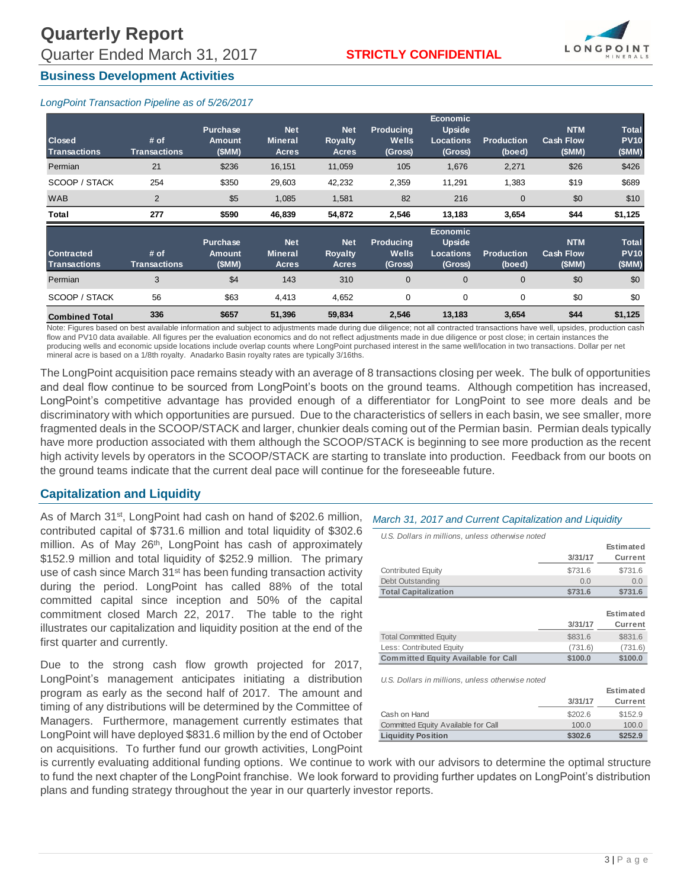## Business Development Activities

*LongPoint Transaction Pipeline as of 5/26/2017*

| Closed Transactions | # of Transactions | Purchase Amount ($MM) | Net Mineral Acres | Net Royalty Acres | Producing Wells (Gross) | Economic Upside Locations (Gross) | Production (boed) | NTM Cash Flow ($MM) | Total PV10 ($MM) |
|---|---|---|---|---|---|---|---|---|---|
| Permian | 21 | $236 | 16,151 | 11,059 | 105 | 1,676 | 2,271 | $26 | $426 |
| SCOOP / STACK | 254 | $350 | 29,603 | 42,232 | 2,359 | 11,291 | 1,383 | $19 | $689 |
| WAB | 2 | $5 | 1,085 | 1,581 | 82 | 216 | 0 | $0 | $10 |
| **Total** | **277** | **$590** | **46,839** | **54,872** | **2,546** | **13,183** | **3,654** | **$44** | **$1,125** |
| **Contracted Transactions** | **# of Transactions** | **Purchase Amount ($MM)** | **Net Mineral Acres** | **Net Royalty Acres** | **Producing Wells (Gross)** | **Economic Upside Locations (Gross)** | **Production (boed)** | **NTM Cash Flow ($MM)** | **Total PV10 ($MM)** |
| Permian | 3 | $4 | 143 | 310 | 0 | 0 | 0 | $0 | $0 |
| SCOOP / STACK | 56 | $63 | 4,413 | 4,652 | 0 | 0 | 0 | $0 | $0 |
| **Combined Total** | **336** | **$657** | **51,396** | **59,834** | **2,546** | **13,183** | **3,654** | **$44** | **$1,125** |

Note: Figures based on best available information and subject to adjustments made during due diligence; not all contracted transactions have well, upsides, production cash flow and PV10 data available. All figures per the evaluation economics and do not reflect adjustments made in due diligence or post close; in certain instances the producing wells and economic upside locations include overlap counts where LongPoint purchased interest in the same well/location in two transactions. Dollar per net mineral acre is based on a 1/8th royalty. Anadarko Basin royalty rates are typically 3/16ths.

The LongPoint acquisition pace remains steady with an average of 8 transactions closing per week. The bulk of opportunities and deal flow continue to be sourced from LongPoint's boots on the ground teams. Although competition has increased, LongPoint's competitive advantage has provided enough of a differentiator for LongPoint to see more deals and be discriminatory with which opportunities are pursued. Due to the characteristics of sellers in each basin, we see smaller, more fragmented deals in the SCOOP/STACK and larger, chunkier deals coming out of the Permian basin. Permian deals typically have more production associated with them although the SCOOP/STACK is beginning to see more production as the recent high activity levels by operators in the SCOOP/STACK are starting to translate into production. Feedback from our boots on the ground teams indicate that the current deal pace will continue for the foreseeable future.

## Capitalization and Liquidity

As of March 31st, LongPoint had cash on hand of $202.6 million, contributed capital of $731.6 million and total liquidity of $302.6 million. As of May 26th, LongPoint has cash of approximately $152.9 million and total liquidity of $252.9 million. The primary use of cash since March 31st has been funding transaction activity during the period. LongPoint has called 88% of the total committed capital since inception and 50% of the capital commitment closed March 22, 2017. The table to the right illustrates our capitalization and liquidity position at the end of the first quarter and currently.

*March 31, 2017 and Current Capitalization and Liquidity*

*U.S. Dollars in millions, unless otherwise noted*

| | 3/31/17 | Estimated Current |
|---|---|---|
| Contributed Equity | $731.6 | $731.6 |
| Debt Outstanding | 0.0 | 0.0 |
| **Total Capitalization** | **$731.6** | **$731.6** |

| | 3/31/17 | Estimated Current |
|---|---|---|
| Total Committed Equity | $831.6 | $831.6 |
| Less: Contributed Equity | (731.6) | (731.6) |
| **Committed Equity Available for Call** | **$100.0** | **$100.0** |

*U.S. Dollars in millions, unless otherwise noted*

| | 3/31/17 | Estimated Current |
|---|---|---|
| Cash on Hand | $202.6 | $152.9 |
| Committed Equity Available for Call | 100.0 | 100.0 |
| **Liquidity Position** | **$302.6** | **$252.9** |

Due to the strong cash flow growth projected for 2017, LongPoint's management anticipates initiating a distribution program as early as the second half of 2017. The amount and timing of any distributions will be determined by the Committee of Managers. Furthermore, management currently estimates that LongPoint will have deployed $831.6 million by the end of October on acquisitions. To further fund our growth activities, LongPoint is currently evaluating additional funding options. We continue to work with our advisors to determine the optimal structure to fund the next chapter of the LongPoint franchise. We look forward to providing further updates on LongPoint's distribution plans and funding strategy throughout the year in our quarterly investor reports.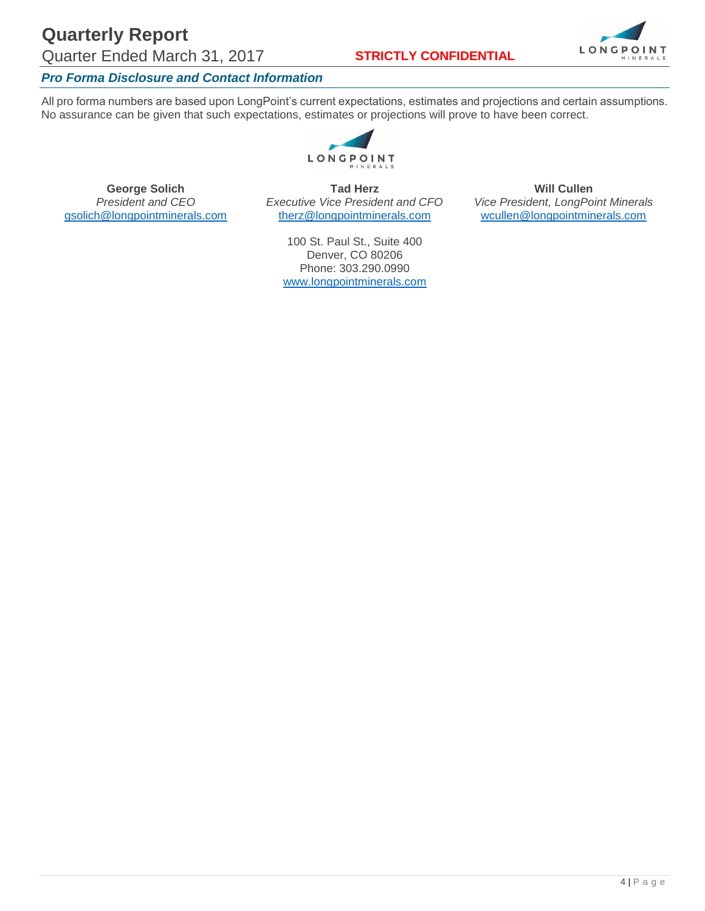### *Pro Forma Disclosure and Contact Information*

All pro forma numbers are based upon LongPoint's current expectations, estimates and projections and certain assumptions. No assurance can be given that such expectations, estimates or projections will prove to have been correct.

**George Solich**
*President and CEO*
gsolich@longpointminerals.com

**Tad Herz**
*Executive Vice President and CFO*
therz@longpointminerals.com

**Will Cullen**
*Vice President, LongPoint Minerals*
wcullen@longpointminerals.com

100 St. Paul St., Suite 400
Denver, CO 80206
Phone: 303.290.0990
www.longpointminerals.com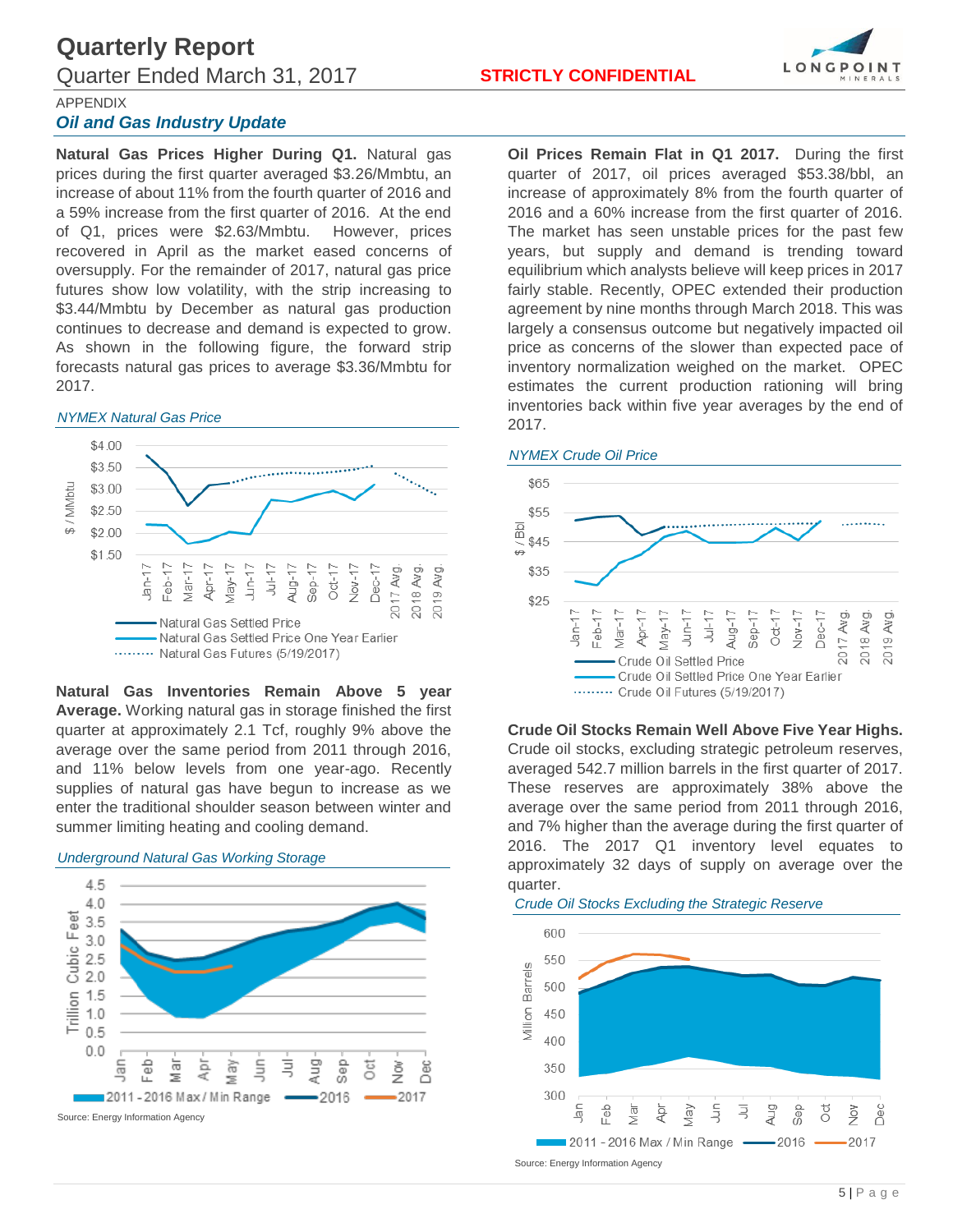## APPENDIX

### *Oil and Gas Industry Update*

**Natural Gas Prices Higher During Q1.** Natural gas prices during the first quarter averaged $3.26/Mmbtu, an increase of about 11% from the fourth quarter of 2016 and a 59% increase from the first quarter of 2016. At the end of Q1, prices were $2.63/Mmbtu. However, prices recovered in April as the market eased concerns of oversupply. For the remainder of 2017, natural gas price futures show low volatility, with the strip increasing to $3.44/Mmbtu by December as natural gas production continues to decrease and demand is expected to grow. As shown in the following figure, the forward strip forecasts natural gas prices to average $3.36/Mmbtu for 2017.

*NYMEX Natural Gas Price*

**Natural Gas Inventories Remain Above 5 year Average.** Working natural gas in storage finished the first quarter at approximately 2.1 Tcf, roughly 9% above the average over the same period from 2011 through 2016, and 11% below levels from one year-ago. Recently supplies of natural gas have begun to increase as we enter the traditional shoulder season between winter and summer limiting heating and cooling demand.

*Underground Natural Gas Working Storage*

Source: Energy Information Agency

**Oil Prices Remain Flat in Q1 2017.** During the first quarter of 2017, oil prices averaged $53.38/bbl, an increase of approximately 8% from the fourth quarter of 2016 and a 60% increase from the first quarter of 2016. The market has seen unstable prices for the past few years, but supply and demand is trending toward equilibrium which analysts believe will keep prices in 2017 fairly stable. Recently, OPEC extended their production agreement by nine months through March 2018. This was largely a consensus outcome but negatively impacted oil price as concerns of the slower than expected pace of inventory normalization weighed on the market. OPEC estimates the current production rationing will bring inventories back within five year averages by the end of 2017.

*NYMEX Crude Oil Price*

**Crude Oil Stocks Remain Well Above Five Year Highs.** Crude oil stocks, excluding strategic petroleum reserves, averaged 542.7 million barrels in the first quarter of 2017. These reserves are approximately 38% above the average over the same period from 2011 through 2016, and 7% higher than the average during the first quarter of 2016. The 2017 Q1 inventory level equates to approximately 32 days of supply on average over the quarter.

*Crude Oil Stocks Excluding the Strategic Reserve*

Source: Energy Information Agency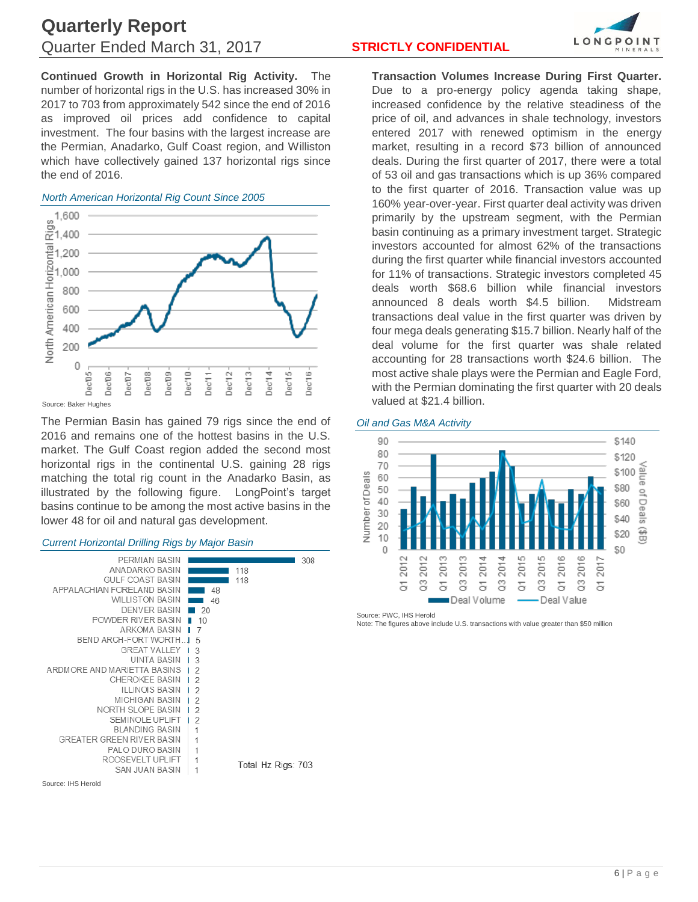**Continued Growth in Horizontal Rig Activity.** The number of horizontal rigs in the U.S. has increased 30% in 2017 to 703 from approximately 542 since the end of 2016 as improved oil prices add confidence to capital investment. The four basins with the largest increase are the Permian, Anadarko, Gulf Coast region, and Williston which have collectively gained 137 horizontal rigs since the end of 2016.

*North American Horizontal Rig Count Since 2005*

Source: Baker Hughes

The Permian Basin has gained 79 rigs since the end of 2016 and remains one of the hottest basins in the U.S. market. The Gulf Coast region added the second most horizontal rigs in the continental U.S. gaining 28 rigs matching the total rig count in the Anadarko Basin, as illustrated by the following figure. LongPoint's target basins continue to be among the most active basins in the lower 48 for oil and natural gas development.

*Current Horizontal Drilling Rigs by Major Basin*

| Basin | Rigs |
|---|---|
| PERMIAN BASIN | 308 |
| ANADARKO BASIN | 118 |
| GULF COAST BASIN | 118 |
| APPALACHIAN FORELAND BASIN | 48 |
| WILLISTON BASIN | 46 |
| DENVER BASIN | 20 |
| POWDER RIVER BASIN | 10 |
| ARKOMA BASIN | 7 |
| BEND ARCH-FORT WORTH... | 5 |
| GREAT VALLEY | 3 |
| UINTA BASIN | 3 |
| ARDMORE AND MARIETTA BASINS | 2 |
| CHEROKEE BASIN | 2 |
| ILLINOIS BASIN | 2 |
| MICHIGAN BASIN | 2 |
| NORTH SLOPE BASIN | 2 |
| SEMINOLE UPLIFT | 2 |
| BLANDING BASIN | 1 |
| GREATER GREEN RIVER BASIN | 1 |
| PALO DURO BASIN | 1 |
| ROOSEVELT UPLIFT | 1 |
| SAN JUAN BASIN | 1 |

Total Hz Rigs: 703

Source: IHS Herold

**Transaction Volumes Increase During First Quarter.** Due to a pro-energy policy agenda taking shape, increased confidence by the relative steadiness of the price of oil, and advances in shale technology, investors entered 2017 with renewed optimism in the energy market, resulting in a record $73 billion of announced deals. During the first quarter of 2017, there were a total of 53 oil and gas transactions which is up 36% compared to the first quarter of 2016. Transaction value was up 160% year-over-year. First quarter deal activity was driven primarily by the upstream segment, with the Permian basin continuing as a primary investment target. Strategic investors accounted for almost 62% of the transactions during the first quarter while financial investors accounted for 11% of transactions. Strategic investors completed 45 deals worth $68.6 billion while financial investors announced 8 deals worth $4.5 billion. Midstream transactions deal value in the first quarter was driven by four mega deals generating $15.7 billion. Nearly half of the deal volume for the first quarter was shale related accounting for 28 transactions worth $24.6 billion. The most active shale plays were the Permian and Eagle Ford, with the Permian dominating the first quarter with 20 deals valued at $21.4 billion.

*Oil and Gas M&A Activity*

Source: PWC, IHS Herold
Note: The figures above include U.S. transactions with value greater than $50 million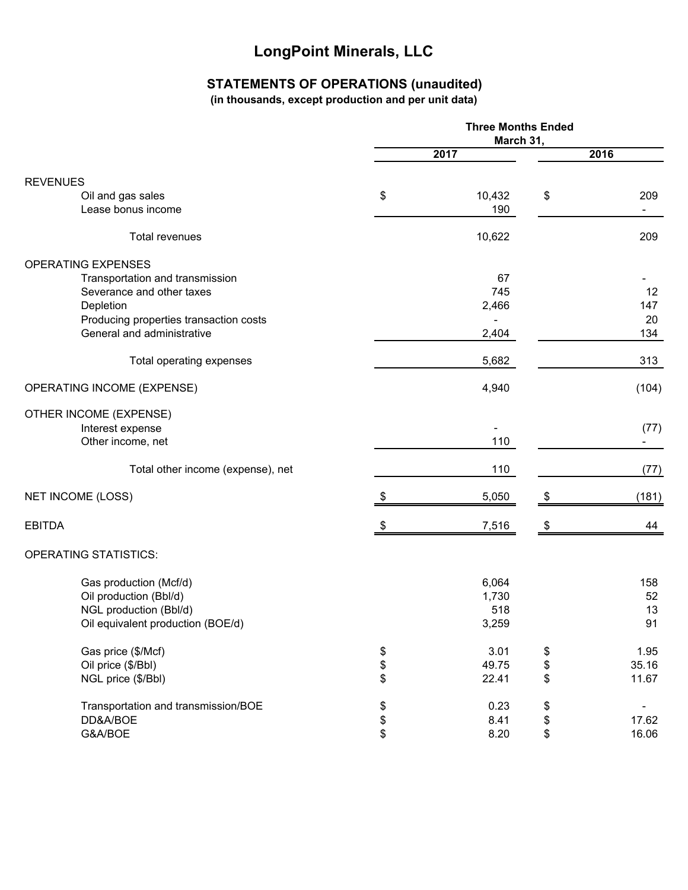# LongPoint Minerals, LLC

## STATEMENTS OF OPERATIONS (unaudited)

**(in thousands, except production and per unit data)**

| | Three Months Ended March 31, | |
|---|---|---|
| | 2017 | 2016 |
| **REVENUES** | | |
| Oil and gas sales | $ 10,432 | $ 209 |
| Lease bonus income | 190 | - |
| Total revenues | 10,622 | 209 |
| **OPERATING EXPENSES** | | |
| Transportation and transmission | 67 | - |
| Severance and other taxes | 745 | 12 |
| Depletion | 2,466 | 147 |
| Producing properties transaction costs | - | 20 |
| General and administrative | 2,404 | 134 |
| Total operating expenses | 5,682 | 313 |
| **OPERATING INCOME (EXPENSE)** | 4,940 | (104) |
| **OTHER INCOME (EXPENSE)** | | |
| Interest expense | - | (77) |
| Other income, net | 110 | - |
| Total other income (expense), net | 110 | (77) |
| **NET INCOME (LOSS)** | $ 5,050 | $ (181) |
| **EBITDA** | $ 7,516 | $ 44 |
| **OPERATING STATISTICS:** | | |
| Gas production (Mcf/d) | 6,064 | 158 |
| Oil production (Bbl/d) | 1,730 | 52 |
| NGL production (Bbl/d) | 518 | 13 |
| Oil equivalent production (BOE/d) | 3,259 | 91 |
| Gas price ($/Mcf) | $ 3.01 | $ 1.95 |
| Oil price ($/Bbl) | $ 49.75 | $ 35.16 |
| NGL price ($/Bbl) | $ 22.41 | $ 11.67 |
| Transportation and transmission/BOE | $ 0.23 | $ - |
| DD&A/BOE | $ 8.41 | $ 17.62 |
| G&A/BOE | $ 8.20 | $ 16.06 |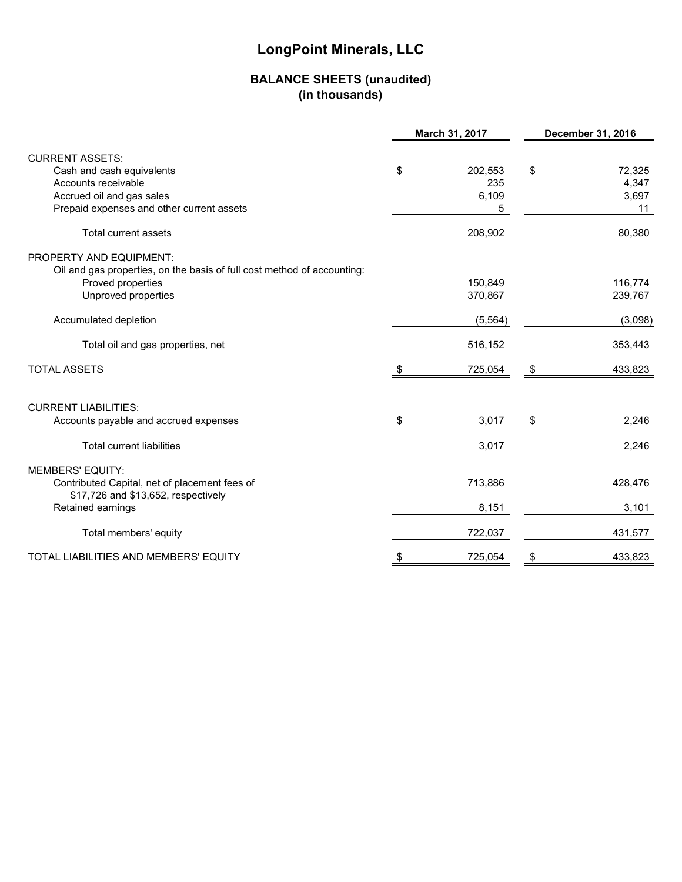# LongPoint Minerals, LLC

## BALANCE SHEETS (unaudited)
## (in thousands)

| | March 31, 2017 | December 31, 2016 |
|---|---|---|
| **CURRENT ASSETS:** | | |
| Cash and cash equivalents | $ 202,553 | $ 72,325 |
| Accounts receivable | 235 | 4,347 |
| Accrued oil and gas sales | 6,109 | 3,697 |
| Prepaid expenses and other current assets | 5 | 11 |
| Total current assets | 208,902 | 80,380 |
| **PROPERTY AND EQUIPMENT:** | | |
| Oil and gas properties, on the basis of full cost method of accounting: | | |
| Proved properties | 150,849 | 116,774 |
| Unproved properties | 370,867 | 239,767 |
| Accumulated depletion | (5,564) | (3,098) |
| Total oil and gas properties, net | 516,152 | 353,443 |
| **TOTAL ASSETS** | $ 725,054 | $ 433,823 |
| **CURRENT LIABILITIES:** | | |
| Accounts payable and accrued expenses | $ 3,017 | $ 2,246 |
| Total current liabilities | 3,017 | 2,246 |
| **MEMBERS' EQUITY:** | | |
| Contributed Capital, net of placement fees of $17,726 and $13,652, respectively | 713,886 | 428,476 |
| Retained earnings | 8,151 | 3,101 |
| Total members' equity | 722,037 | 431,577 |
| **TOTAL LIABILITIES AND MEMBERS' EQUITY** | $ 725,054 | $ 433,823 |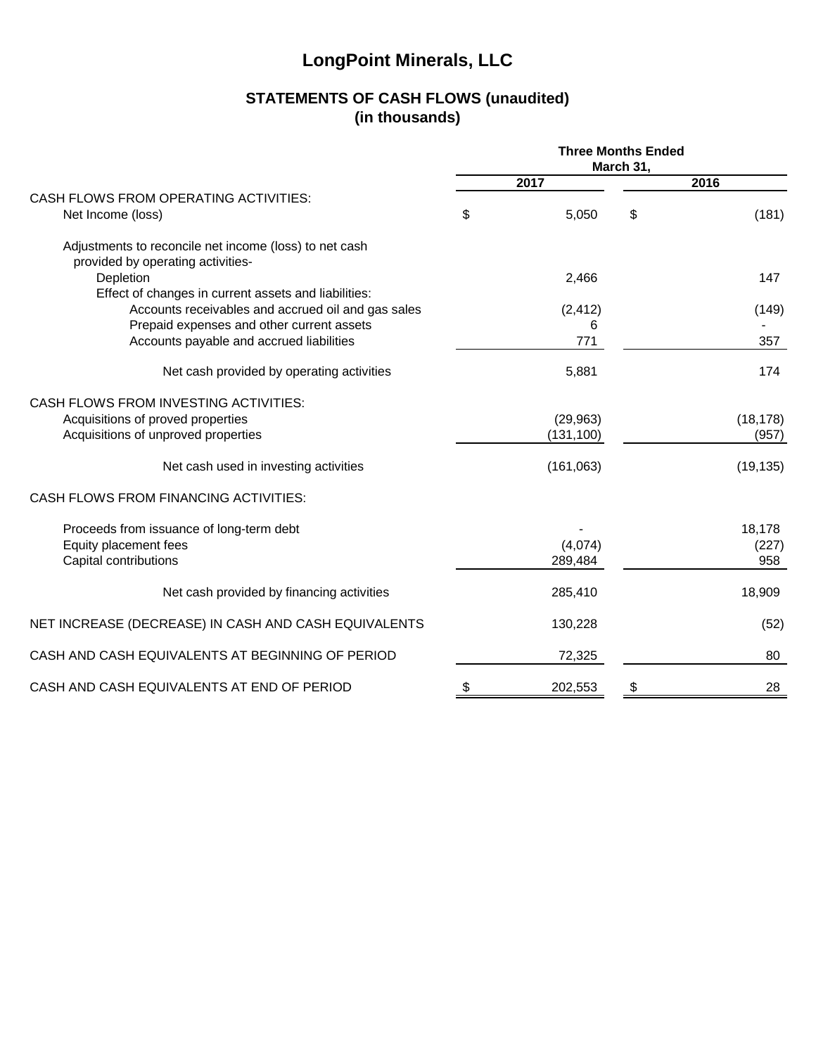# LongPoint Minerals, LLC

## STATEMENTS OF CASH FLOWS (unaudited)
## (in thousands)

| | Three Months Ended March 31, | |
|---|---|---|
| | 2017 | 2016 |
| CASH FLOWS FROM OPERATING ACTIVITIES: | | |
| Net Income (loss) | $ 5,050 | $ (181) |
| Adjustments to reconcile net income (loss) to net cash provided by operating activities- | | |
| Depletion | 2,466 | 147 |
| Effect of changes in current assets and liabilities: | | |
| Accounts receivables and accrued oil and gas sales | (2,412) | (149) |
| Prepaid expenses and other current assets | 6 | - |
| Accounts payable and accrued liabilities | 771 | 357 |
| Net cash provided by operating activities | 5,881 | 174 |
| CASH FLOWS FROM INVESTING ACTIVITIES: | | |
| Acquisitions of proved properties | (29,963) | (18,178) |
| Acquisitions of unproved properties | (131,100) | (957) |
| Net cash used in investing activities | (161,063) | (19,135) |
| CASH FLOWS FROM FINANCING ACTIVITIES: | | |
| Proceeds from issuance of long-term debt | - | 18,178 |
| Equity placement fees | (4,074) | (227) |
| Capital contributions | 289,484 | 958 |
| Net cash provided by financing activities | 285,410 | 18,909 |
| NET INCREASE (DECREASE) IN CASH AND CASH EQUIVALENTS | 130,228 | (52) |
| CASH AND CASH EQUIVALENTS AT BEGINNING OF PERIOD | 72,325 | 80 |
| CASH AND CASH EQUIVALENTS AT END OF PERIOD | $ 202,553 | $ 28 |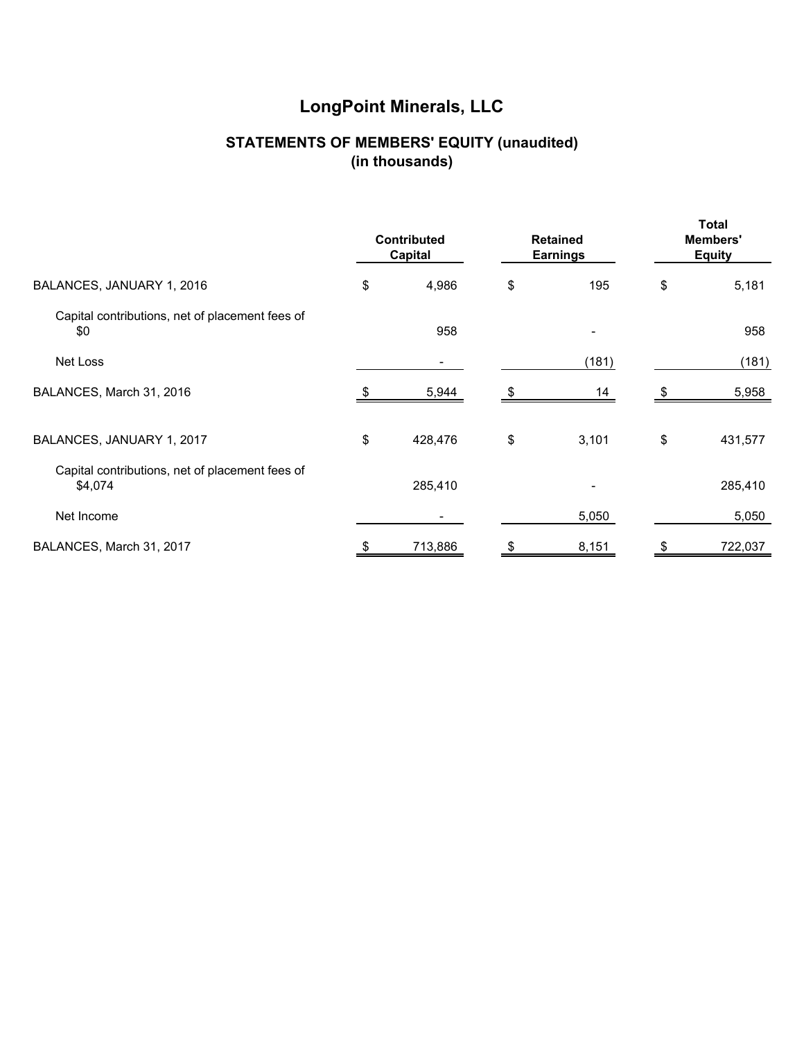# LongPoint Minerals, LLC

## STATEMENTS OF MEMBERS' EQUITY (unaudited)
## (in thousands)

| | Contributed Capital | Retained Earnings | Total Members' Equity |
|---|---|---|---|
| BALANCES, JANUARY 1, 2016 | $ 4,986 | $ 195 | $ 5,181 |
| Capital contributions, net of placement fees of $0 | 958 | - | 958 |
| Net Loss | - | (181) | (181) |
| BALANCES, March 31, 2016 | $ 5,944 | $ 14 | $ 5,958 |
| | | | |
| BALANCES, JANUARY 1, 2017 | $ 428,476 | $ 3,101 | $ 431,577 |
| Capital contributions, net of placement fees of $4,074 | 285,410 | - | 285,410 |
| Net Income | - | 5,050 | 5,050 |
| BALANCES, March 31, 2017 | $ 713,886 | $ 8,151 | $ 722,037 |